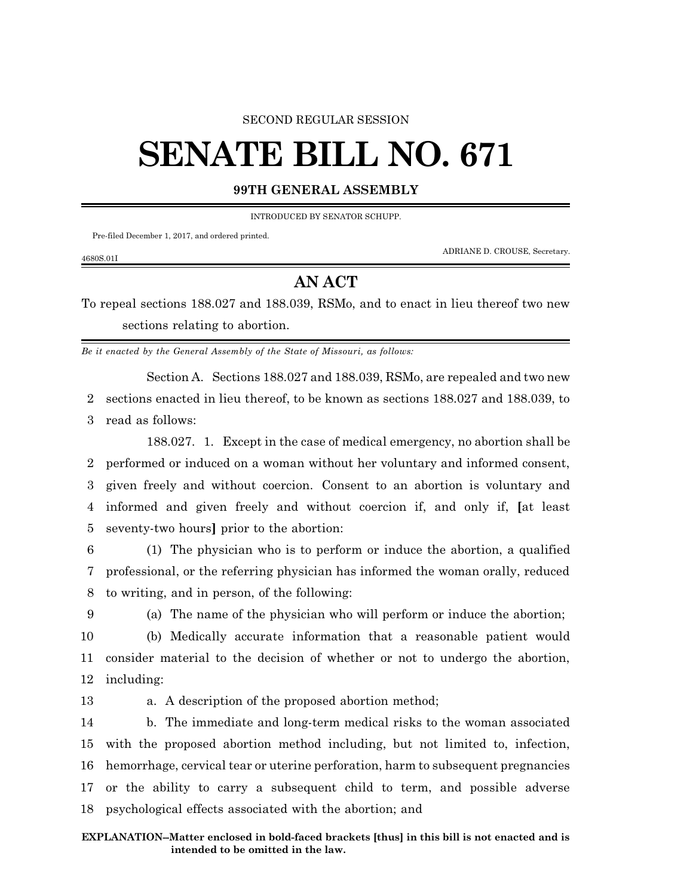SECOND REGULAR SESSION

# SENATE BILL NO. 671

## 99TH GENERAL ASSEMBLY

INTRODUCED BY SENATOR SCHUPP.

Pre-filed December 1, 2017, and ordered printed.

ADRIANE D. CROUSE, Secretary.

4680S.01I

## AN ACT

To repeal sections 188.027 and 188.039, RSMo, and to enact in lieu thereof two new sections relating to abortion.

*Be it enacted by the General Assembly of the State of Missouri, as follows:*

Section A. Sections 188.027 and 188.039, RSMo, are repealed and two new sections enacted in lieu thereof, to be known as sections 188.027 and 188.039, to read as follows:

188.027. 1. Except in the case of medical emergency, no abortion shall be performed or induced on a woman without her voluntary and informed consent, given freely and without coercion. Consent to an abortion is voluntary and informed and given freely and without coercion if, and only if, **[**at least seventy-two hours**]** prior to the abortion:

(1) The physician who is to perform or induce the abortion, a qualified professional, or the referring physician has informed the woman orally, reduced to writing, and in person, of the following:

(a) The name of the physician who will perform or induce the abortion;

(b) Medically accurate information that a reasonable patient would consider material to the decision of whether or not to undergo the abortion, including:

a. A description of the proposed abortion method;

b. The immediate and long-term medical risks to the woman associated with the proposed abortion method including, but not limited to, infection, hemorrhage, cervical tear or uterine perforation, harm to subsequent pregnancies or the ability to carry a subsequent child to term, and possible adverse psychological effects associated with the abortion; and

**EXPLANATION–Matter enclosed in bold-faced brackets [thus] in this bill is not enacted and is intended to be omitted in the law.**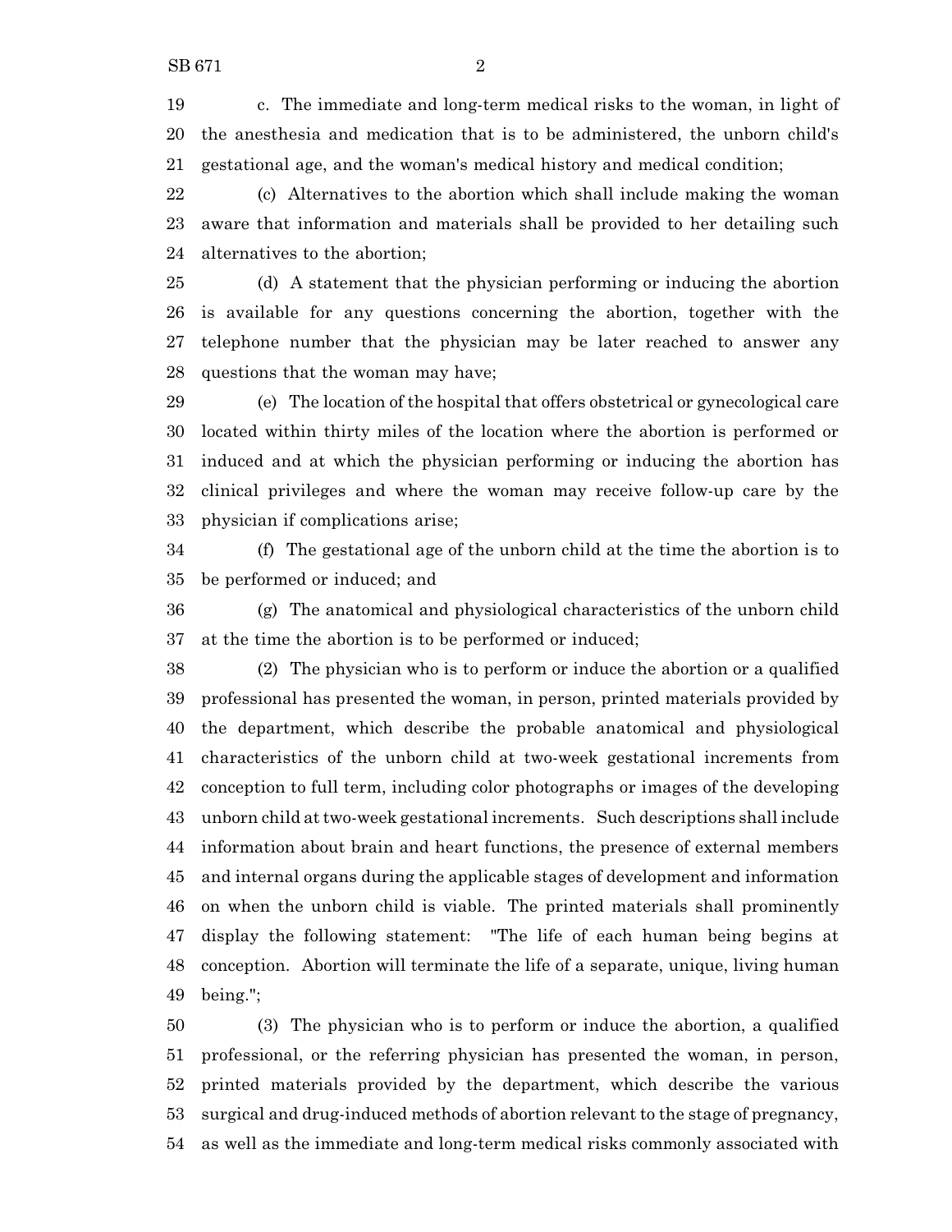c. The immediate and long-term medical risks to the woman, in light of the anesthesia and medication that is to be administered, the unborn child's gestational age, and the woman's medical history and medical condition;

(c) Alternatives to the abortion which shall include making the woman aware that information and materials shall be provided to her detailing such alternatives to the abortion;

(d) A statement that the physician performing or inducing the abortion is available for any questions concerning the abortion, together with the telephone number that the physician may be later reached to answer any questions that the woman may have;

(e) The location of the hospital that offers obstetrical or gynecological care located within thirty miles of the location where the abortion is performed or induced and at which the physician performing or inducing the abortion has clinical privileges and where the woman may receive follow-up care by the physician if complications arise;

(f) The gestational age of the unborn child at the time the abortion is to be performed or induced; and

(g) The anatomical and physiological characteristics of the unborn child at the time the abortion is to be performed or induced;

(2) The physician who is to perform or induce the abortion or a qualified professional has presented the woman, in person, printed materials provided by the department, which describe the probable anatomical and physiological characteristics of the unborn child at two-week gestational increments from conception to full term, including color photographs or images of the developing unborn child at two-week gestational increments. Such descriptions shall include information about brain and heart functions, the presence of external members and internal organs during the applicable stages of development and information on when the unborn child is viable. The printed materials shall prominently display the following statement: "The life of each human being begins at conception. Abortion will terminate the life of a separate, unique, living human being.";

(3) The physician who is to perform or induce the abortion, a qualified professional, or the referring physician has presented the woman, in person, printed materials provided by the department, which describe the various surgical and drug-induced methods of abortion relevant to the stage of pregnancy, as well as the immediate and long-term medical risks commonly associated with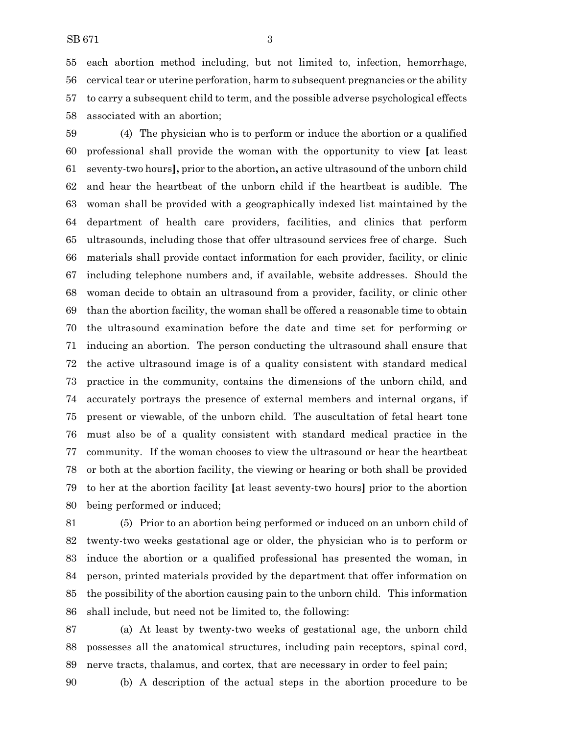each abortion method including, but not limited to, infection, hemorrhage, cervical tear or uterine perforation, harm to subsequent pregnancies or the ability to carry a subsequent child to term, and the possible adverse psychological effects associated with an abortion;

(4) The physician who is to perform or induce the abortion or a qualified professional shall provide the woman with the opportunity to view **[**at least seventy-two hours**],** prior to the abortion**,** an active ultrasound of the unborn child and hear the heartbeat of the unborn child if the heartbeat is audible. The woman shall be provided with a geographically indexed list maintained by the department of health care providers, facilities, and clinics that perform ultrasounds, including those that offer ultrasound services free of charge. Such materials shall provide contact information for each provider, facility, or clinic including telephone numbers and, if available, website addresses. Should the woman decide to obtain an ultrasound from a provider, facility, or clinic other than the abortion facility, the woman shall be offered a reasonable time to obtain the ultrasound examination before the date and time set for performing or inducing an abortion. The person conducting the ultrasound shall ensure that the active ultrasound image is of a quality consistent with standard medical practice in the community, contains the dimensions of the unborn child, and accurately portrays the presence of external members and internal organs, if present or viewable, of the unborn child. The auscultation of fetal heart tone must also be of a quality consistent with standard medical practice in the community. If the woman chooses to view the ultrasound or hear the heartbeat or both at the abortion facility, the viewing or hearing or both shall be provided to her at the abortion facility **[**at least seventy-two hours**]** prior to the abortion being performed or induced;

(5) Prior to an abortion being performed or induced on an unborn child of twenty-two weeks gestational age or older, the physician who is to perform or induce the abortion or a qualified professional has presented the woman, in person, printed materials provided by the department that offer information on the possibility of the abortion causing pain to the unborn child. This information shall include, but need not be limited to, the following:

(a) At least by twenty-two weeks of gestational age, the unborn child possesses all the anatomical structures, including pain receptors, spinal cord, nerve tracts, thalamus, and cortex, that are necessary in order to feel pain;

(b) A description of the actual steps in the abortion procedure to be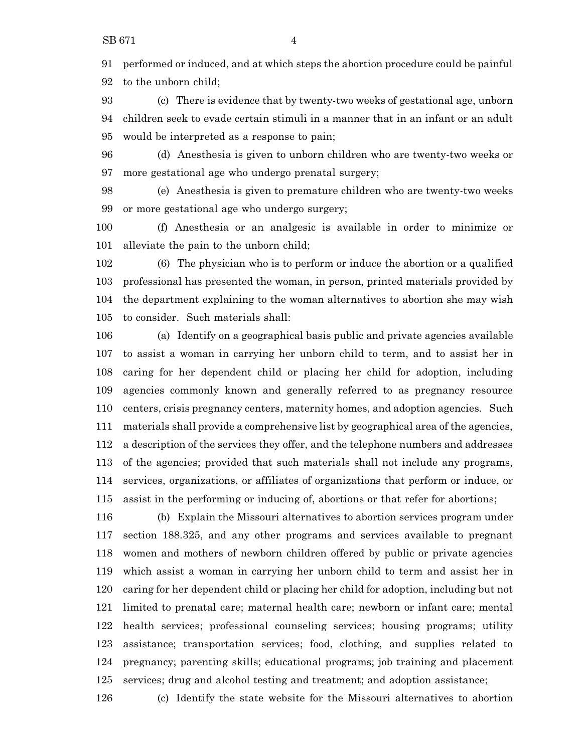performed or induced, and at which steps the abortion procedure could be painful to the unborn child;

(c) There is evidence that by twenty-two weeks of gestational age, unborn children seek to evade certain stimuli in a manner that in an infant or an adult would be interpreted as a response to pain;

(d) Anesthesia is given to unborn children who are twenty-two weeks or more gestational age who undergo prenatal surgery;

(e) Anesthesia is given to premature children who are twenty-two weeks or more gestational age who undergo surgery;

(f) Anesthesia or an analgesic is available in order to minimize or alleviate the pain to the unborn child;

(6) The physician who is to perform or induce the abortion or a qualified professional has presented the woman, in person, printed materials provided by the department explaining to the woman alternatives to abortion she may wish to consider. Such materials shall:

(a) Identify on a geographical basis public and private agencies available to assist a woman in carrying her unborn child to term, and to assist her in caring for her dependent child or placing her child for adoption, including agencies commonly known and generally referred to as pregnancy resource centers, crisis pregnancy centers, maternity homes, and adoption agencies. Such materials shall provide a comprehensive list by geographical area of the agencies, a description of the services they offer, and the telephone numbers and addresses of the agencies; provided that such materials shall not include any programs, services, organizations, or affiliates of organizations that perform or induce, or assist in the performing or inducing of, abortions or that refer for abortions;

(b) Explain the Missouri alternatives to abortion services program under section 188.325, and any other programs and services available to pregnant women and mothers of newborn children offered by public or private agencies which assist a woman in carrying her unborn child to term and assist her in caring for her dependent child or placing her child for adoption, including but not limited to prenatal care; maternal health care; newborn or infant care; mental health services; professional counseling services; housing programs; utility assistance; transportation services; food, clothing, and supplies related to pregnancy; parenting skills; educational programs; job training and placement services; drug and alcohol testing and treatment; and adoption assistance;

(c) Identify the state website for the Missouri alternatives to abortion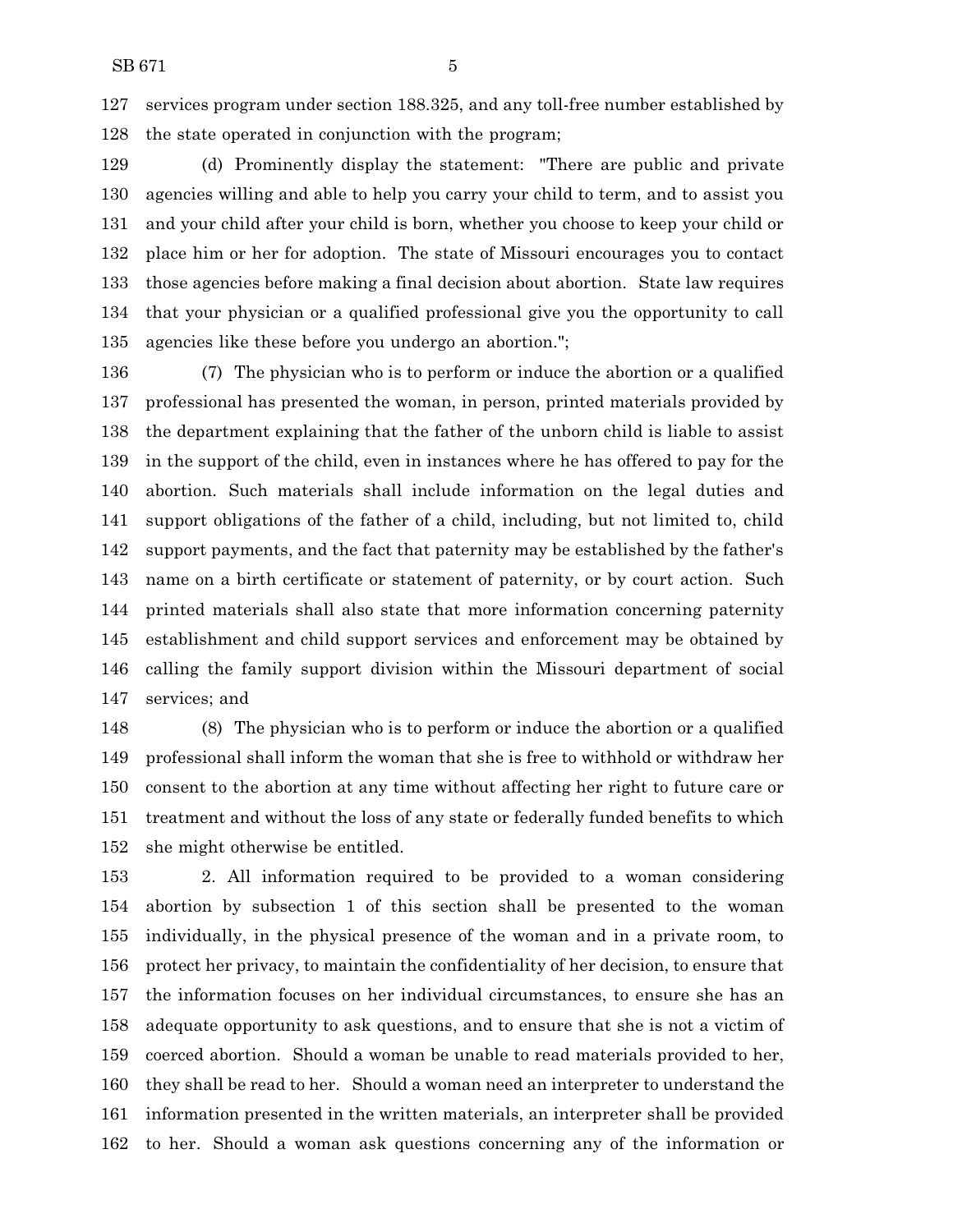services program under section 188.325, and any toll-free number established by the state operated in conjunction with the program;

(d) Prominently display the statement: "There are public and private agencies willing and able to help you carry your child to term, and to assist you and your child after your child is born, whether you choose to keep your child or place him or her for adoption. The state of Missouri encourages you to contact those agencies before making a final decision about abortion. State law requires that your physician or a qualified professional give you the opportunity to call agencies like these before you undergo an abortion.";

(7) The physician who is to perform or induce the abortion or a qualified professional has presented the woman, in person, printed materials provided by the department explaining that the father of the unborn child is liable to assist in the support of the child, even in instances where he has offered to pay for the abortion. Such materials shall include information on the legal duties and support obligations of the father of a child, including, but not limited to, child support payments, and the fact that paternity may be established by the father's name on a birth certificate or statement of paternity, or by court action. Such printed materials shall also state that more information concerning paternity establishment and child support services and enforcement may be obtained by calling the family support division within the Missouri department of social services; and

(8) The physician who is to perform or induce the abortion or a qualified professional shall inform the woman that she is free to withhold or withdraw her consent to the abortion at any time without affecting her right to future care or treatment and without the loss of any state or federally funded benefits to which she might otherwise be entitled.

2. All information required to be provided to a woman considering abortion by subsection 1 of this section shall be presented to the woman individually, in the physical presence of the woman and in a private room, to protect her privacy, to maintain the confidentiality of her decision, to ensure that the information focuses on her individual circumstances, to ensure she has an adequate opportunity to ask questions, and to ensure that she is not a victim of coerced abortion. Should a woman be unable to read materials provided to her, they shall be read to her. Should a woman need an interpreter to understand the information presented in the written materials, an interpreter shall be provided to her. Should a woman ask questions concerning any of the information or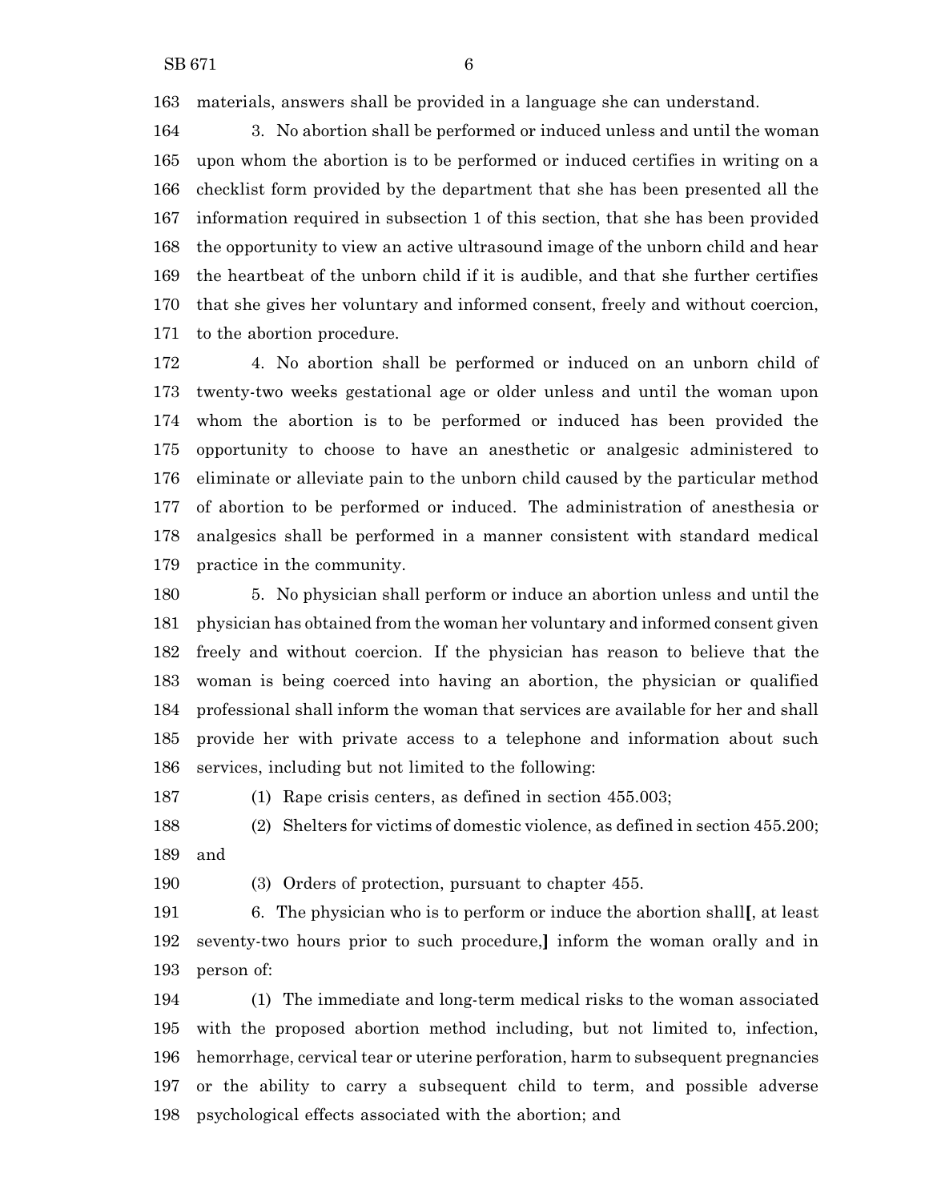materials, answers shall be provided in a language she can understand.

3. No abortion shall be performed or induced unless and until the woman upon whom the abortion is to be performed or induced certifies in writing on a checklist form provided by the department that she has been presented all the information required in subsection 1 of this section, that she has been provided the opportunity to view an active ultrasound image of the unborn child and hear the heartbeat of the unborn child if it is audible, and that she further certifies that she gives her voluntary and informed consent, freely and without coercion, to the abortion procedure.

4. No abortion shall be performed or induced on an unborn child of twenty-two weeks gestational age or older unless and until the woman upon whom the abortion is to be performed or induced has been provided the opportunity to choose to have an anesthetic or analgesic administered to eliminate or alleviate pain to the unborn child caused by the particular method of abortion to be performed or induced. The administration of anesthesia or analgesics shall be performed in a manner consistent with standard medical practice in the community.

5. No physician shall perform or induce an abortion unless and until the physician has obtained from the woman her voluntary and informed consent given freely and without coercion. If the physician has reason to believe that the woman is being coerced into having an abortion, the physician or qualified professional shall inform the woman that services are available for her and shall provide her with private access to a telephone and information about such services, including but not limited to the following:

(1) Rape crisis centers, as defined in section 455.003;

(2) Shelters for victims of domestic violence, as defined in section 455.200; and

(3) Orders of protection, pursuant to chapter 455.

6. The physician who is to perform or induce the abortion shall**[**, at least seventy-two hours prior to such procedure,**]** inform the woman orally and in person of:

(1) The immediate and long-term medical risks to the woman associated with the proposed abortion method including, but not limited to, infection, hemorrhage, cervical tear or uterine perforation, harm to subsequent pregnancies or the ability to carry a subsequent child to term, and possible adverse psychological effects associated with the abortion; and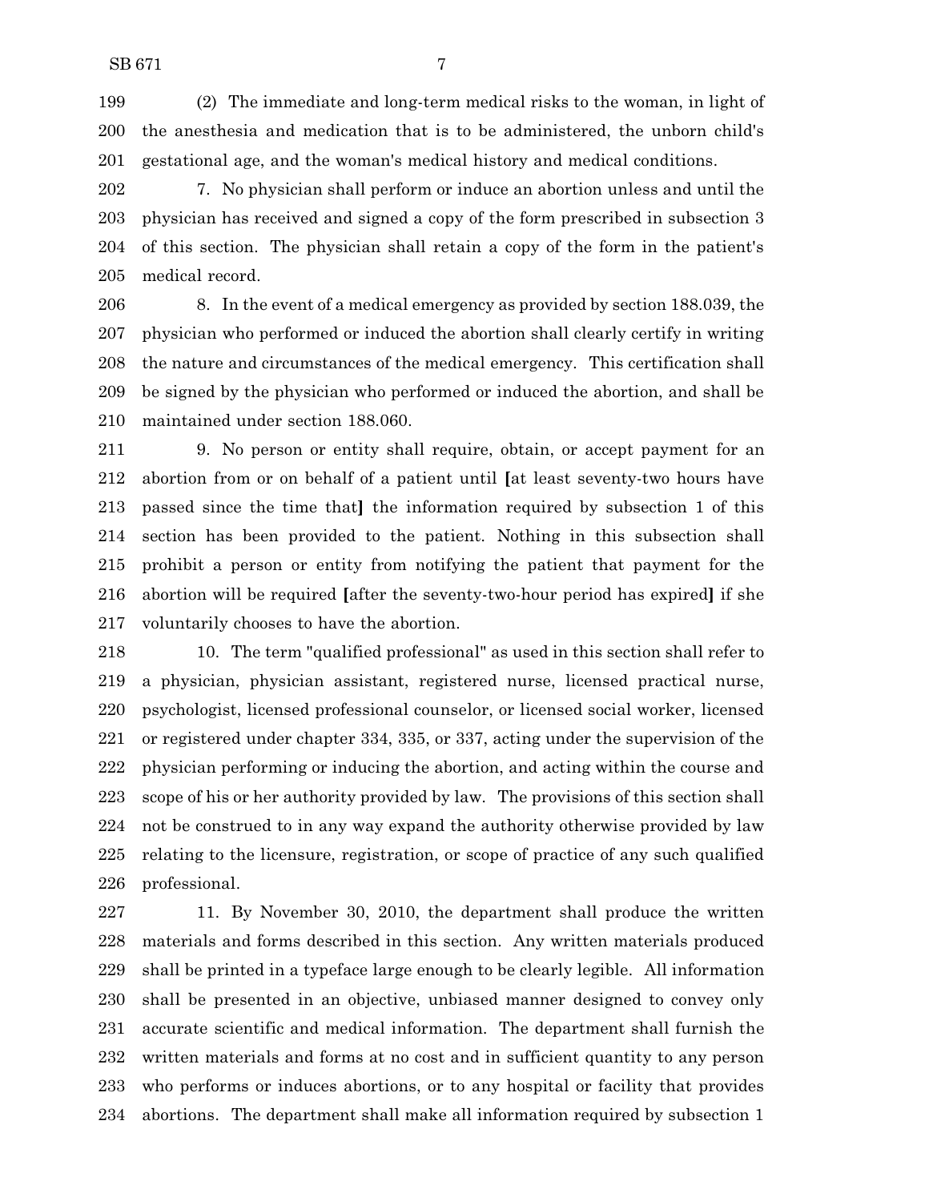(2) The immediate and long-term medical risks to the woman, in light of the anesthesia and medication that is to be administered, the unborn child's gestational age, and the woman's medical history and medical conditions.

7. No physician shall perform or induce an abortion unless and until the physician has received and signed a copy of the form prescribed in subsection 3 of this section. The physician shall retain a copy of the form in the patient's medical record.

8. In the event of a medical emergency as provided by section 188.039, the physician who performed or induced the abortion shall clearly certify in writing the nature and circumstances of the medical emergency. This certification shall be signed by the physician who performed or induced the abortion, and shall be maintained under section 188.060.

9. No person or entity shall require, obtain, or accept payment for an abortion from or on behalf of a patient until **[**at least seventy-two hours have passed since the time that**]** the information required by subsection 1 of this section has been provided to the patient. Nothing in this subsection shall prohibit a person or entity from notifying the patient that payment for the abortion will be required **[**after the seventy-two-hour period has expired**]** if she voluntarily chooses to have the abortion.

10. The term "qualified professional" as used in this section shall refer to a physician, physician assistant, registered nurse, licensed practical nurse, psychologist, licensed professional counselor, or licensed social worker, licensed or registered under chapter 334, 335, or 337, acting under the supervision of the physician performing or inducing the abortion, and acting within the course and scope of his or her authority provided by law. The provisions of this section shall not be construed to in any way expand the authority otherwise provided by law relating to the licensure, registration, or scope of practice of any such qualified professional.

11. By November 30, 2010, the department shall produce the written materials and forms described in this section. Any written materials produced shall be printed in a typeface large enough to be clearly legible. All information shall be presented in an objective, unbiased manner designed to convey only accurate scientific and medical information. The department shall furnish the written materials and forms at no cost and in sufficient quantity to any person who performs or induces abortions, or to any hospital or facility that provides abortions. The department shall make all information required by subsection 1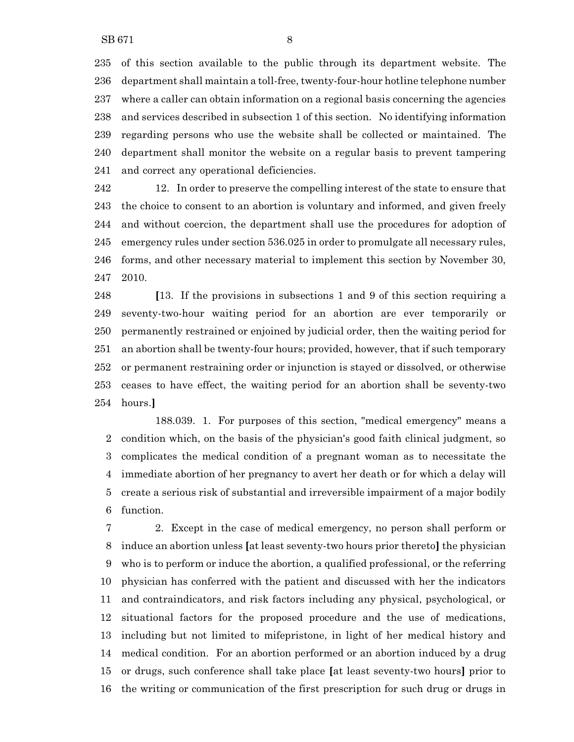of this section available to the public through its department website. The department shall maintain a toll-free, twenty-four-hour hotline telephone number where a caller can obtain information on a regional basis concerning the agencies and services described in subsection 1 of this section. No identifying information regarding persons who use the website shall be collected or maintained. The department shall monitor the website on a regular basis to prevent tampering and correct any operational deficiencies.

12. In order to preserve the compelling interest of the state to ensure that the choice to consent to an abortion is voluntary and informed, and given freely and without coercion, the department shall use the procedures for adoption of emergency rules under section 536.025 in order to promulgate all necessary rules, forms, and other necessary material to implement this section by November 30, 2010.

**[**13. If the provisions in subsections 1 and 9 of this section requiring a seventy-two-hour waiting period for an abortion are ever temporarily or permanently restrained or enjoined by judicial order, then the waiting period for an abortion shall be twenty-four hours; provided, however, that if such temporary or permanent restraining order or injunction is stayed or dissolved, or otherwise ceases to have effect, the waiting period for an abortion shall be seventy-two hours.**]**

188.039. 1. For purposes of this section, "medical emergency" means a condition which, on the basis of the physician's good faith clinical judgment, so complicates the medical condition of a pregnant woman as to necessitate the immediate abortion of her pregnancy to avert her death or for which a delay will create a serious risk of substantial and irreversible impairment of a major bodily function.

2. Except in the case of medical emergency, no person shall perform or induce an abortion unless **[**at least seventy-two hours prior thereto**]** the physician who is to perform or induce the abortion, a qualified professional, or the referring physician has conferred with the patient and discussed with her the indicators and contraindicators, and risk factors including any physical, psychological, or situational factors for the proposed procedure and the use of medications, including but not limited to mifepristone, in light of her medical history and medical condition. For an abortion performed or an abortion induced by a drug or drugs, such conference shall take place **[**at least seventy-two hours**]** prior to the writing or communication of the first prescription for such drug or drugs in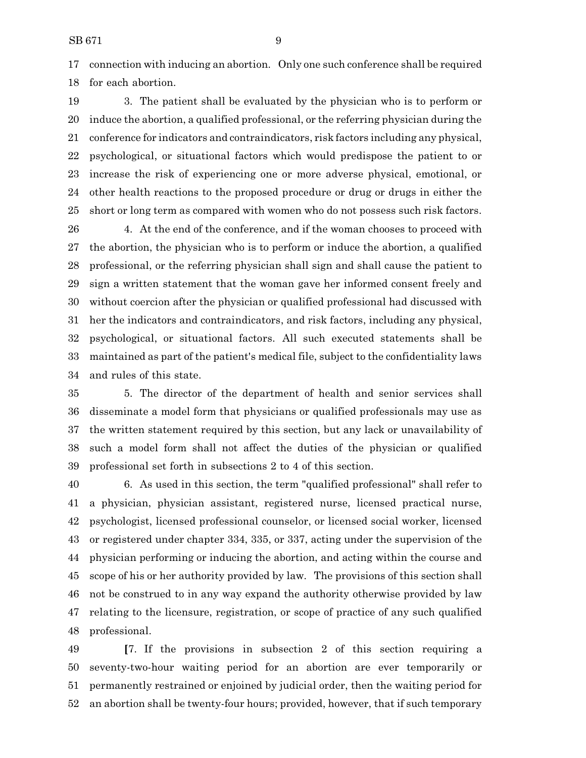connection with inducing an abortion. Only one such conference shall be required for each abortion.

3. The patient shall be evaluated by the physician who is to perform or induce the abortion, a qualified professional, or the referring physician during the conference for indicators and contraindicators, risk factors including any physical, psychological, or situational factors which would predispose the patient to or increase the risk of experiencing one or more adverse physical, emotional, or other health reactions to the proposed procedure or drug or drugs in either the short or long term as compared with women who do not possess such risk factors.

4. At the end of the conference, and if the woman chooses to proceed with the abortion, the physician who is to perform or induce the abortion, a qualified professional, or the referring physician shall sign and shall cause the patient to sign a written statement that the woman gave her informed consent freely and without coercion after the physician or qualified professional had discussed with her the indicators and contraindicators, and risk factors, including any physical, psychological, or situational factors. All such executed statements shall be maintained as part of the patient's medical file, subject to the confidentiality laws and rules of this state.

5. The director of the department of health and senior services shall disseminate a model form that physicians or qualified professionals may use as the written statement required by this section, but any lack or unavailability of such a model form shall not affect the duties of the physician or qualified professional set forth in subsections 2 to 4 of this section.

6. As used in this section, the term "qualified professional" shall refer to a physician, physician assistant, registered nurse, licensed practical nurse, psychologist, licensed professional counselor, or licensed social worker, licensed or registered under chapter 334, 335, or 337, acting under the supervision of the physician performing or inducing the abortion, and acting within the course and scope of his or her authority provided by law. The provisions of this section shall not be construed to in any way expand the authority otherwise provided by law relating to the licensure, registration, or scope of practice of any such qualified professional.

**[**7. If the provisions in subsection 2 of this section requiring a seventy-two-hour waiting period for an abortion are ever temporarily or permanently restrained or enjoined by judicial order, then the waiting period for an abortion shall be twenty-four hours; provided, however, that if such temporary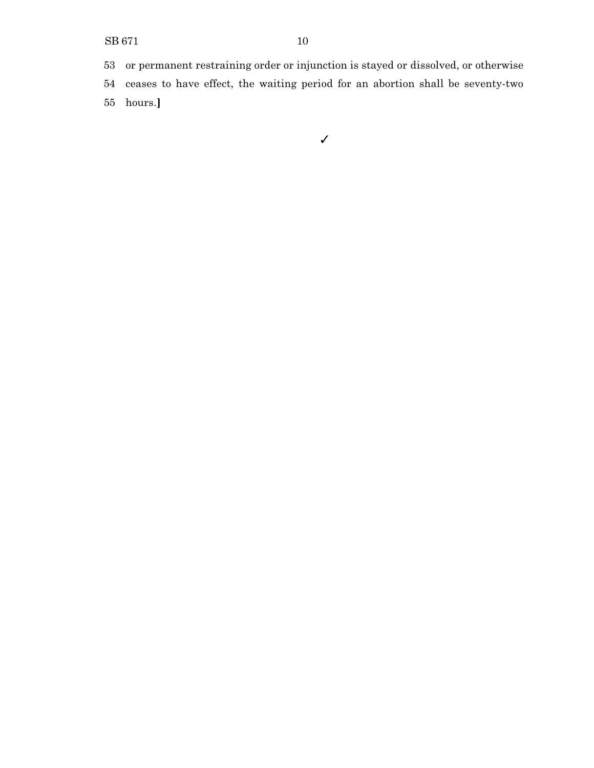53 or permanent restraining order or injunction is stayed or dissolved, or otherwise
54 ceases to have effect, the waiting period for an abortion shall be seventy-two
55 hours.**]**

✓